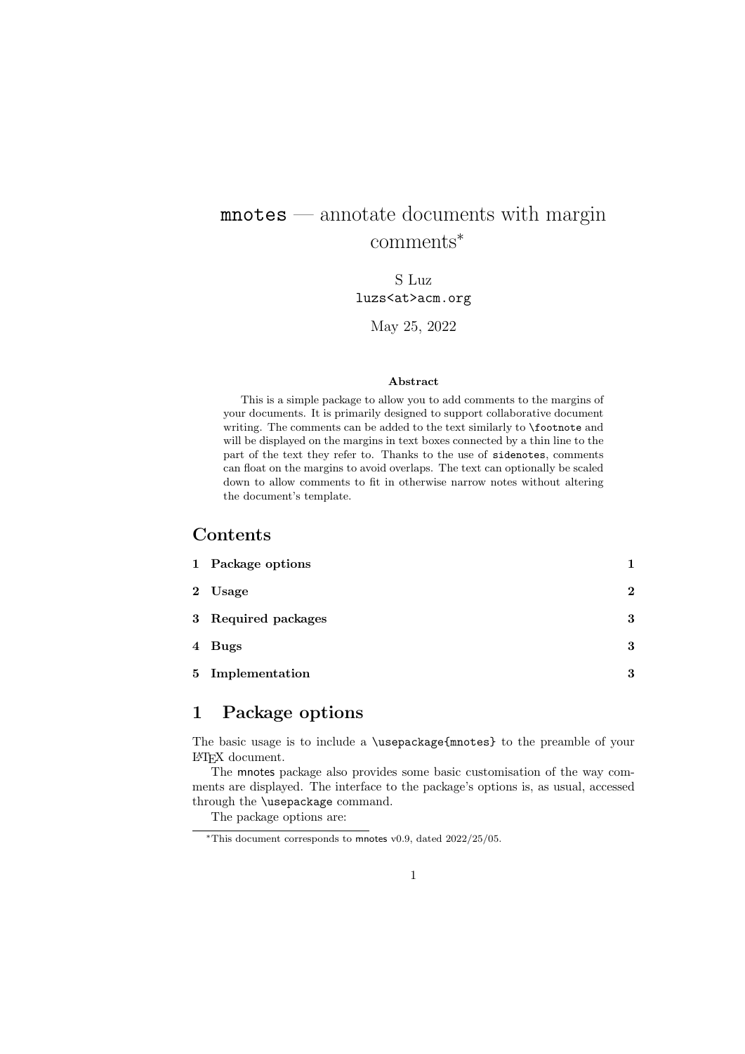# mnotes — annotate documents with margin comments*

S Luz
luzs<at>acm.org

May 25, 2022

### Abstract

This is a simple package to allow you to add comments to the margins of your documents. It is primarily designed to support collaborative document writing. The comments can be added to the text similarly to `\footnote` and will be displayed on the margins in text boxes connected by a thin line to the part of the text they refer to. Thanks to the use of `sidenotes`, comments can float on the margins to avoid overlaps. The text can optionally be scaled down to allow comments to fit in otherwise narrow notes without altering the document's template.

## Contents

| | |
|---|---|
| **1 Package options** | **1** |
| **2 Usage** | **2** |
| **3 Required packages** | **3** |
| **4 Bugs** | **3** |
| **5 Implementation** | **3** |

## 1 Package options

The basic usage is to include a `\usepackage{mnotes}` to the preamble of your LaTeX document.

The mnotes package also provides some basic customisation of the way comments are displayed. The interface to the package's options is, as usual, accessed through the `\usepackage` command.

The package options are:

*This document corresponds to mnotes v0.9, dated 2022/25/05.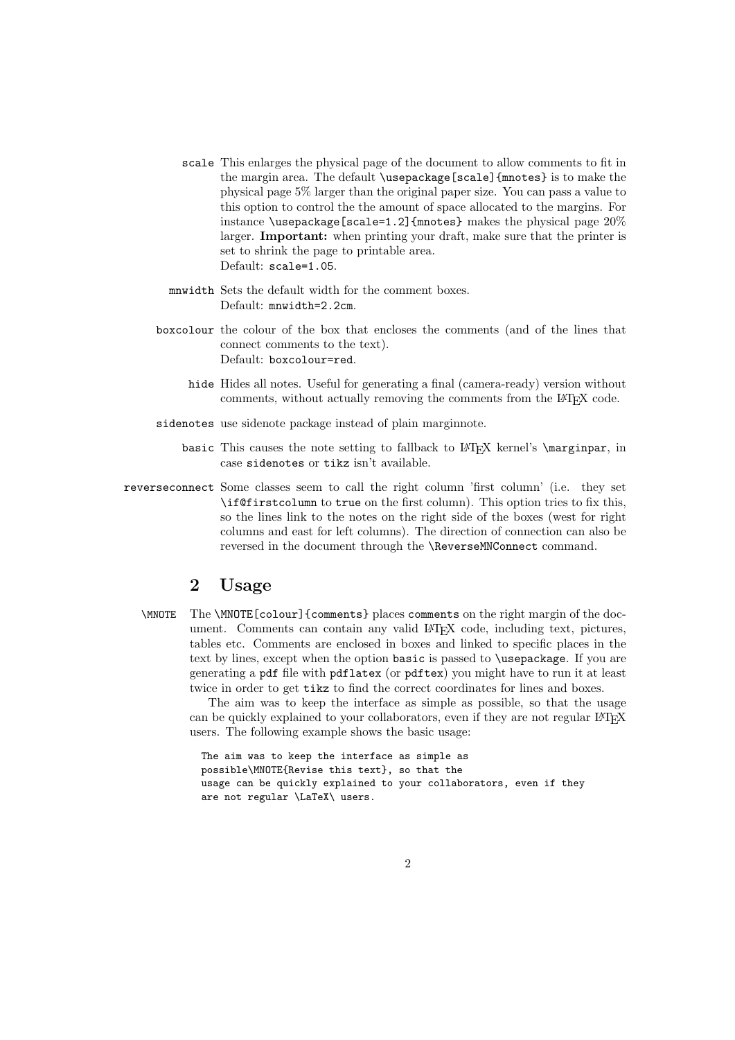**`scale`** This enlarges the physical page of the document to allow comments to fit in the margin area. The default `\usepackage[scale]{mnotes}` is to make the physical page 5% larger than the original paper size. You can pass a value to this option to control the the amount of space allocated to the margins. For instance `\usepackage[scale=1.2]{mnotes}` makes the physical page 20% larger. **Important:** when printing your draft, make sure that the printer is set to shrink the page to printable area.
Default: `scale=1.05`.

**`mnwidth`** Sets the default width for the comment boxes.
Default: `mnwidth=2.2cm`.

**`boxcolour`** the colour of the box that encloses the comments (and of the lines that connect comments to the text).
Default: `boxcolour=red`.

**`hide`** Hides all notes. Useful for generating a final (camera-ready) version without comments, without actually removing the comments from the LaTeX code.

**`sidenotes`** use sidenote package instead of plain marginnote.

**`basic`** This causes the note setting to fallback to LaTeX kernel's `\marginpar`, in case `sidenotes` or `tikz` isn't available.

**`reverseconnect`** Some classes seem to call the right column 'first column' (i.e. they set `\if@firstcolumn` to `true` on the first column). This option tries to fix this, so the lines link to the notes on the right side of the boxes (west for right columns and east for left columns). The direction of connection can also be reversed in the document through the `\ReverseMNConnect` command.

## 2 Usage

**`\MNOTE`** The `\MNOTE[colour]{comments}` places `comments` on the right margin of the document. Comments can contain any valid LaTeX code, including text, pictures, tables etc. Comments are enclosed in boxes and linked to specific places in the text by lines, except when the option `basic` is passed to `\usepackage`. If you are generating a `pdf` file with `pdflatex` (or `pdftex`) you might have to run it at least twice in order to get `tikz` to find the correct coordinates for lines and boxes.

The aim was to keep the interface as simple as possible, so that the usage can be quickly explained to your collaborators, even if they are not regular LaTeX users. The following example shows the basic usage:

```
The aim was to keep the interface as simple as
possible\MNOTE{Revise this text}, so that the
usage can be quickly explained to your collaborators, even if they
are not regular \LaTeX\ users.
```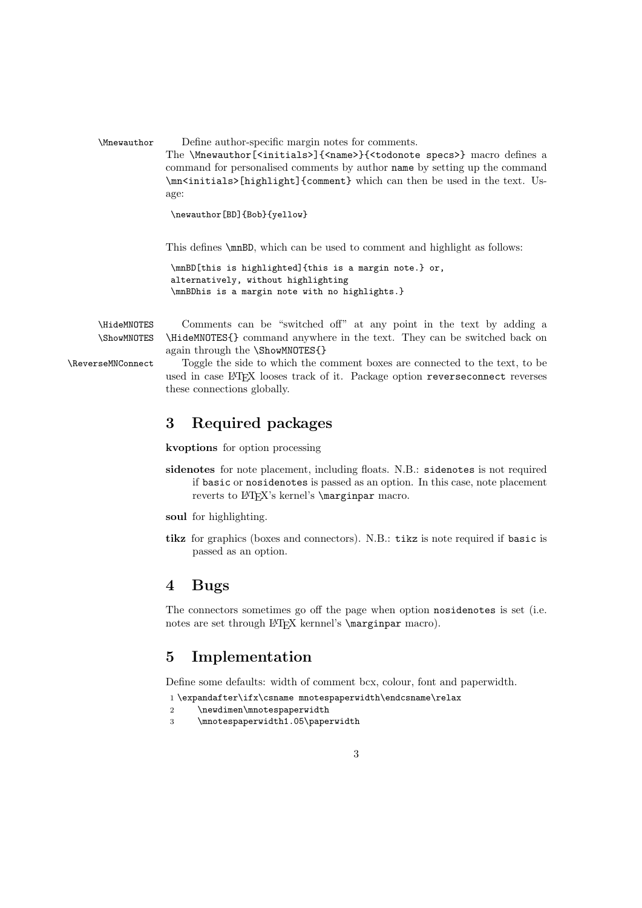`\Mnewauthor` Define author-specific margin notes for comments.

The `\Mnewauthor[<initials>]{<name>}{<todonote specs>}` macro defines a command for personalised comments by author `name` by setting up the command `\mn<initials>[highlight]{comment}` which can then be used in the text. Usage:

```
\newauthor[BD]{Bob}{yellow}
```

This defines `\mnBD`, which can be used to comment and highlight as follows:

```
\mnBD[this is highlighted]{this is a margin note.} or,
alternatively, without highlighting
\mnBDhis is a margin note with no highlights.}
```

`\HideMNOTES` `\ShowMNOTES` Comments can be "switched off" at any point in the text by adding a `\HideMNOTES{}` command anywhere in the text. They can be switched back on again through the `\ShowMNOTES{}`

`\ReverseMNConnect` Toggle the side to which the comment boxes are connected to the text, to be used in case LaTeX looses track of it. Package option `reverseconnect` reverses these connections globally.

## 3 Required packages

**kvoptions** for option processing

**sidenotes** for note placement, including floats. N.B.: `sidenotes` is not required if `basic` or `nosidenotes` is passed as an option. In this case, note placement reverts to LaTeX's kernel's `\marginpar` macro.

**soul** for highlighting.

**tikz** for graphics (boxes and connectors). N.B.: `tikz` is note required if `basic` is passed as an option.

## 4 Bugs

The connectors sometimes go off the page when option `nosidenotes` is set (i.e. notes are set through LaTeX kernnel's `\marginpar` macro).

## 5 Implementation

Define some defaults: width of comment bcx, colour, font and paperwidth.

```
1 \expandafter\ifx\csname mnotespaperwidth\endcsname\relax
2     \newdimen\mnotespaperwidth
3     \mnotespaperwidth1.05\paperwidth
```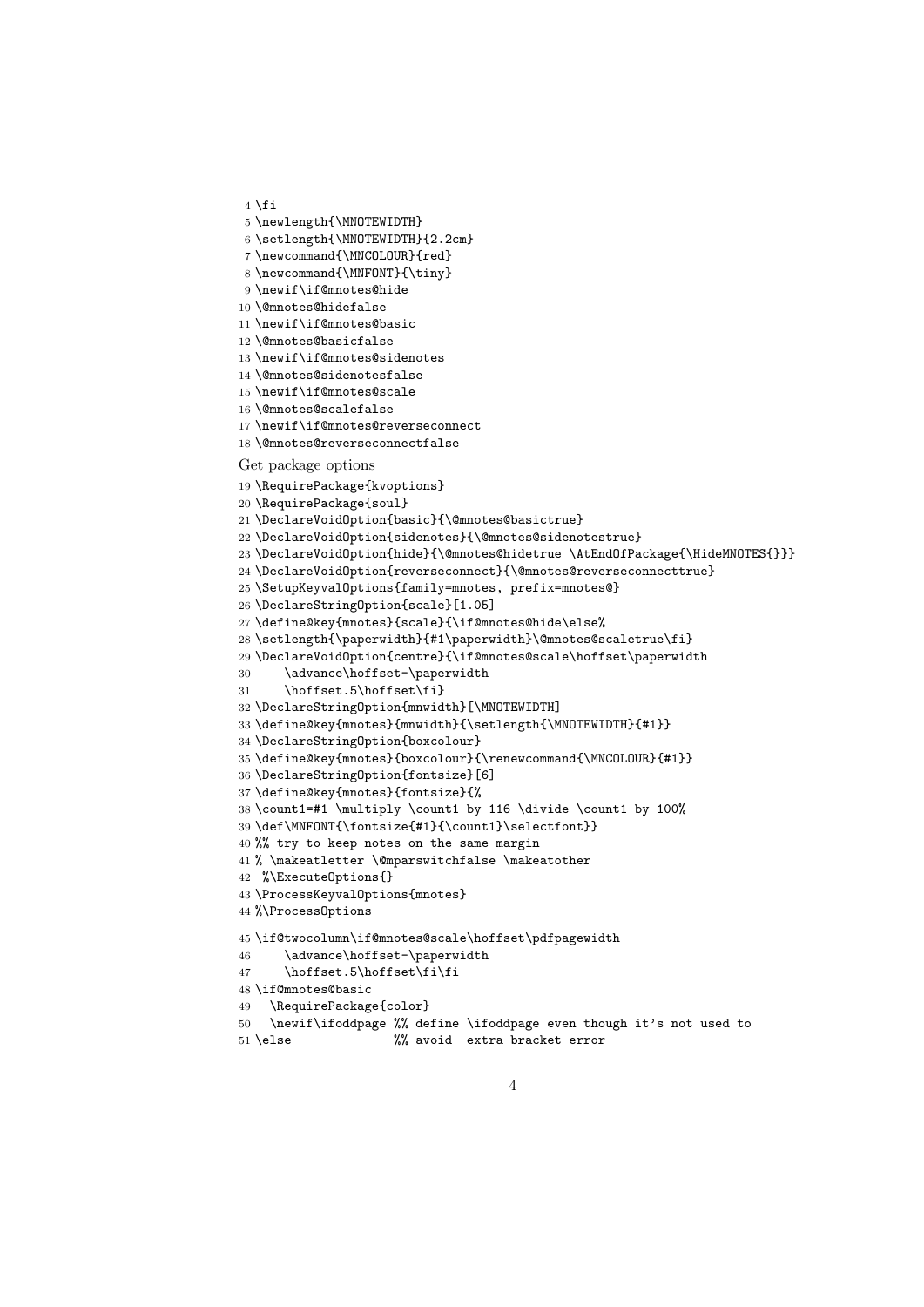```
4 \fi
5 \newlength{\MNOTEWIDTH}
6 \setlength{\MNOTEWIDTH}{2.2cm}
7 \newcommand{\MNCOLOUR}{red}
8 \newcommand{\MNFONT}{\tiny}
9 \newif\if@mnotes@hide
10 \@mnotes@hidefalse
11 \newif\if@mnotes@basic
12 \@mnotes@basicfalse
13 \newif\if@mnotes@sidenotes
14 \@mnotes@sidenotesfalse
15 \newif\if@mnotes@scale
16 \@mnotes@scalefalse
17 \newif\if@mnotes@reverseconnect
18 \@mnotes@reverseconnectfalse
```

Get package options

```
19 \RequirePackage{kvoptions}
20 \RequirePackage{soul}
21 \DeclareVoidOption{basic}{\@mnotes@basictrue}
22 \DeclareVoidOption{sidenotes}{\@mnotes@sidenotestrue}
23 \DeclareVoidOption{hide}{\@mnotes@hidetrue \AtEndOfPackage{\HideMNOTES{}}}
24 \DeclareVoidOption{reverseconnect}{\@mnotes@reverseconnecttrue}
25 \SetupKeyvalOptions{family=mnotes, prefix=mnotes@}
26 \DeclareStringOption{scale}[1.05]
27 \define@key{mnotes}{scale}{\if@mnotes@hide\else%
28 \setlength{\paperwidth}{#1\paperwidth}\@mnotes@scaletrue\fi}
29 \DeclareVoidOption{centre}{\if@mnotes@scale\hoffset\paperwidth
30     \advance\hoffset-\paperwidth
31     \hoffset.5\hoffset\fi}
32 \DeclareStringOption{mnwidth}[\MNOTEWIDTH]
33 \define@key{mnotes}{mnwidth}{\setlength{\MNOTEWIDTH}{#1}}
34 \DeclareStringOption{boxcolour}
35 \define@key{mnotes}{boxcolour}{\renewcommand{\MNCOLOUR}{#1}}
36 \DeclareStringOption{fontsize}[6]
37 \define@key{mnotes}{fontsize}{%
38 \count1=#1 \multiply \count1 by 116 \divide \count1 by 100%
39 \def\MNFONT{\fontsize{#1}{\count1}\selectfont}}
40 %% try to keep notes on the same margin
41 % \makeatletter \@mparswitchfalse \makeatother
42  %\ExecuteOptions{}
43 \ProcessKeyvalOptions{mnotes}
44 %\ProcessOptions

45 \if@twocolumn\if@mnotes@scale\hoffset\pdfpagewidth
46     \advance\hoffset-\paperwidth
47     \hoffset.5\hoffset\fi\fi
48 \if@mnotes@basic
49   \RequirePackage{color}
50   \newif\ifoddpage %% define \ifoddpage even though it's not used to
51 \else              %% avoid  extra bracket error
```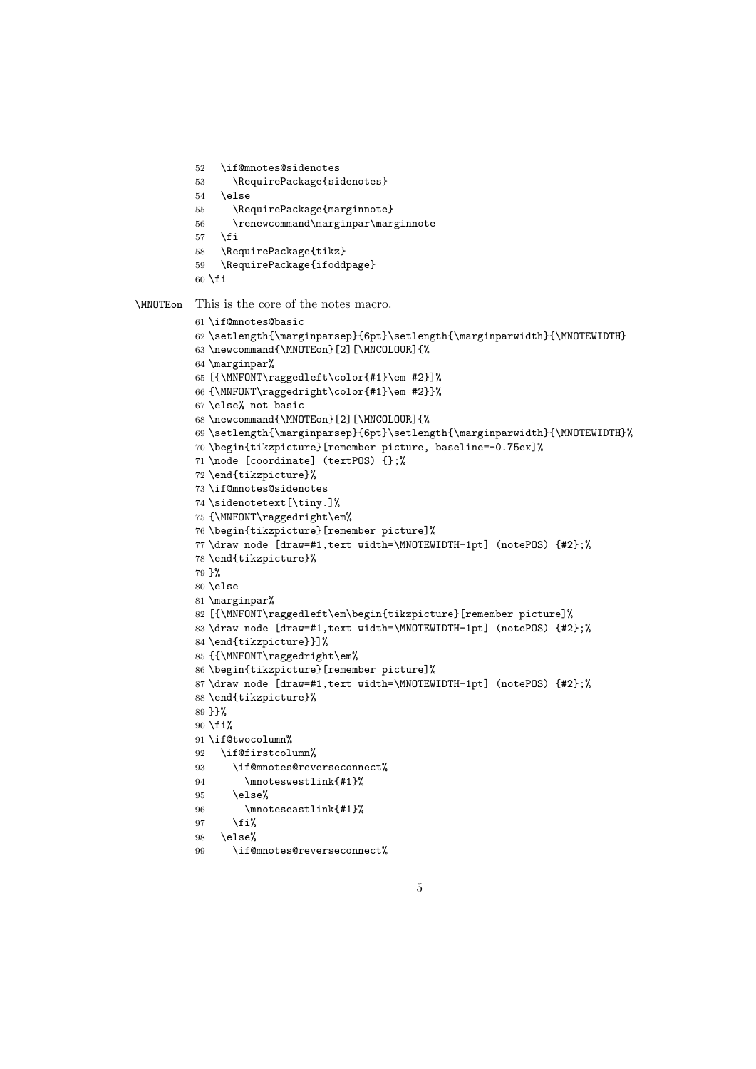```
52   \if@mnotes@sidenotes
53     \RequirePackage{sidenotes}
54   \else
55     \RequirePackage{marginnote}
56     \renewcommand\marginpar\marginnote
57   \fi
58   \RequirePackage{tikz}
59   \RequirePackage{ifoddpage}
60 \fi
```

\MNOTEon This is the core of the notes macro.

```
61 \if@mnotes@basic
62 \setlength{\marginparsep}{6pt}\setlength{\marginparwidth}{\MNOTEWIDTH}
63 \newcommand{\MNOTEon}[2][\MNCOLOUR]{%
64 \marginpar%
65 [{\MNFONT\raggedleft\color{#1}\em #2}]%
66 {\MNFONT\raggedright\color{#1}\em #2}}%
67 \else% not basic
68 \newcommand{\MNOTEon}[2][\MNCOLOUR]{%
69 \setlength{\marginparsep}{6pt}\setlength{\marginparwidth}{\MNOTEWIDTH}%
70 \begin{tikzpicture}[remember picture, baseline=-0.75ex]%
71 \node [coordinate] (textPOS) {};%
72 \end{tikzpicture}%
73 \if@mnotes@sidenotes
74 \sidenotetext[\tiny.]%
75 {\MNFONT\raggedright\em%
76 \begin{tikzpicture}[remember picture]%
77 \draw node [draw=#1,text width=\MNOTEWIDTH-1pt] (notePOS) {#2};%
78 \end{tikzpicture}%
79 }%
80 \else
81 \marginpar%
82 [{\MNFONT\raggedleft\em\begin{tikzpicture}[remember picture]%
83 \draw node [draw=#1,text width=\MNOTEWIDTH-1pt] (notePOS) {#2};%
84 \end{tikzpicture}}]%
85 {{\MNFONT\raggedright\em%
86 \begin{tikzpicture}[remember picture]%
87 \draw node [draw=#1,text width=\MNOTEWIDTH-1pt] (notePOS) {#2};%
88 \end{tikzpicture}%
89 }}%
90 \fi%
91 \if@twocolumn%
92   \if@firstcolumn%
93     \if@mnotes@reverseconnect%
94       \mnoteswestlink{#1}%
95     \else%
96       \mnoteseastlink{#1}%
97     \fi%
98   \else%
99     \if@mnotes@reverseconnect%
```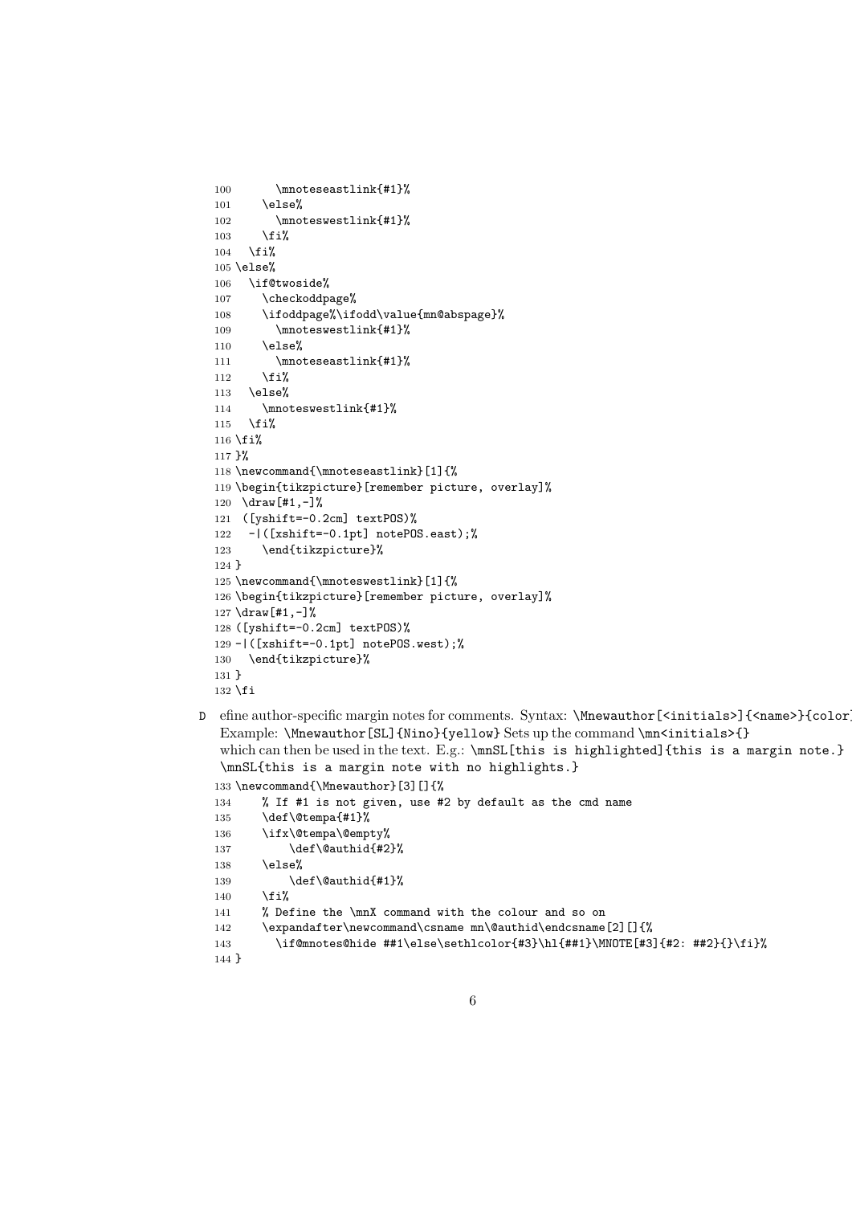```
100       \mnoteseastlink{#1}%
101     \else%
102       \mnoteswestlink{#1}%
103     \fi%
104   \fi%
105 \else%
106   \if@twoside%
107     \checkoddpage%
108     \ifoddpage%\ifodd\value{mn@abspage}%
109       \mnoteswestlink{#1}%
110     \else%
111       \mnoteseastlink{#1}%
112     \fi%
113   \else%
114     \mnoteswestlink{#1}%
115   \fi%
116 \fi%
117 }%
118 \newcommand{\mnoteseastlink}[1]{%
119 \begin{tikzpicture}[remember picture, overlay]%
120  \draw[#1,-]%
121  ([yshift=-0.2cm] textPOS)%
122   -|([xshift=-0.1pt] notePOS.east);%
123     \end{tikzpicture}%
124 }
125 \newcommand{\mnoteswestlink}[1]{%
126 \begin{tikzpicture}[remember picture, overlay]%
127 \draw[#1,-]%
128 ([yshift=-0.2cm] textPOS)%
129 -|([xshift=-0.1pt] notePOS.west);%
130   \end{tikzpicture}%
131 }
132 \fi
```

D efine author-specific margin notes for comments. Syntax: `\Mnewauthor[<initials>]{<name>}{color}` Example: `\Mnewauthor[SL]{Nino}{yellow}` Sets up the command `\mn<initials>{}` which can then be used in the text. E.g.: `\mnSL[this is highlighted]{this is a margin note.}` `\mnSL{this is a margin note with no highlights.}`

```
133 \newcommand{\Mnewauthor}[3][]{%
134     % If #1 is not given, use #2 by default as the cmd name
135     \def\@tempa{#1}%
136     \ifx\@tempa\@empty%
137         \def\@authid{#2}%
138     \else%
139         \def\@authid{#1}%
140     \fi%
141     % Define the \mnX command with the colour and so on
142     \expandafter\newcommand\csname mn\@authid\endcsname[2][]{%
143       \if@mnotes@hide ##1\else\sethlcolor{#3}\hl{##1}\MNOTE[#3]{#2: ##2}{}\fi}%
144 }
```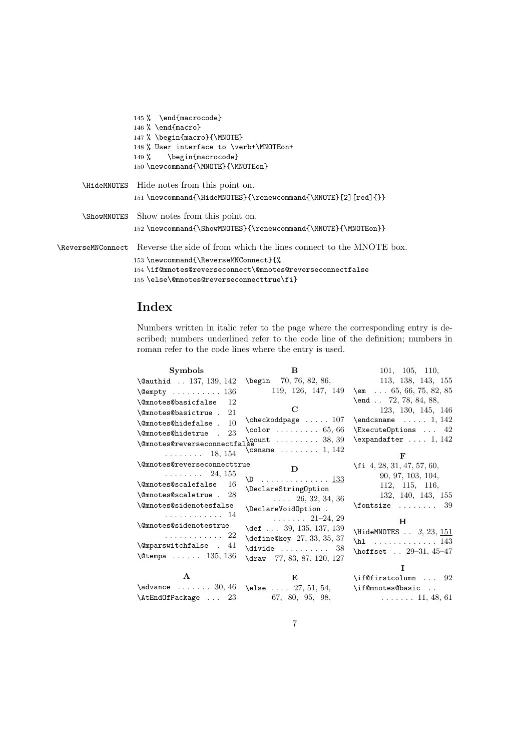```
145 %  \end{macrocode}
146 % \end{macro}
147 % \begin{macro}{\MNOTE}
148 % User interface to \verb+\MNOTEon+
149 %    \begin{macrocode}
150 \newcommand{\MNOTE}{\MNOTEon}
```

`\HideMNOTES` Hide notes from this point on.

```
151 \newcommand{\HideMNOTES}{\renewcommand{\MNOTE}[2][red]{}}
```

`\ShowMNOTES` Show notes from this point on.

```
152 \newcommand{\ShowMNOTES}{\renewcommand{\MNOTE}{\MNOTEon}}
```

`\ReverseMNConnect` Reverse the side of from which the lines connect to the MNOTE box.

```
153 \newcommand{\ReverseMNConnect}{%
154 \if@mnotes@reverseconnect\@mnotes@reverseconnectfalse
155 \else\@mnotes@reverseconnecttrue\fi}
```

## Index

Numbers written in italic refer to the page where the corresponding entry is described; numbers underlined refer to the code line of the definition; numbers in roman refer to the code lines where the entry is used.

**Symbols**

- \@authid . . 137, 139, 142
- \@empty . . . . . . . . . . 136
- \@mnotes@basicfalse 12
- \@mnotes@basictrue . 21
- \@mnotes@hidefalse . 10
- \@mnotes@hidetrue . 23
- \@mnotes@reverseconnectfalse . . . . . . . . 18, 154
- \@mnotes@reverseconnecttrue . . . . . . . . 24, 155
- \@mnotes@scalefalse 16
- \@mnotes@scaletrue . 28
- \@mnotes@sidenotesfalse . . . . . . . . . . . . 14
- \@mnotes@sidenotestrue . . . . . . . . . . . . 22
- \@mparswitchfalse . 41
- \@tempa . . . . . . 135, 136

**A**

- \advance . . . . . . . 30, 46
- \AtEndOfPackage . . . 23

**B**

- \begin 70, 76, 82, 86, 119, 126, 147, 149

**C**

- \checkoddpage . . . . . 107
- \color . . . . . . . . . 65, 66
- \count . . . . . . . . . 38, 39
- \csname . . . . . . . . 1, 142

**D**

- \D . . . . . . . . . . . . . . 133
- \DeclareStringOption . . . . 26, 32, 34, 36
- \DeclareVoidOption . . . . . . . . 21–24, 29
- \def . . . 39, 135, 137, 139
- \define@key 27, 33, 35, 37
- \divide . . . . . . . . . . 38
- \draw 77, 83, 87, 120, 127

**E**

- \else . . . . 27, 51, 54, 67, 80, 95, 98, 101, 105, 110, 113, 138, 143, 155
- \em . . . 65, 66, 75, 82, 85
- \end . . 72, 78, 84, 88, 123, 130, 145, 146
- \endcsname . . . . . 1, 142
- \ExecuteOptions . . . 42
- \expandafter . . . . 1, 142

**F**

- \fi 4, 28, 31, 47, 57, 60, 90, 97, 103, 104, 112, 115, 116, 132, 140, 143, 155
- \fontsize . . . . . . . . 39

**H**

- \HideMNOTES . . *3*, 23, 151
- \hl . . . . . . . . . . . . . 143
- \hoffset . . 29–31, 45–47

**I**

- \if@firstcolumn . . . 92
- \if@mnotes@basic . . . . . . . . . 11, 48, 61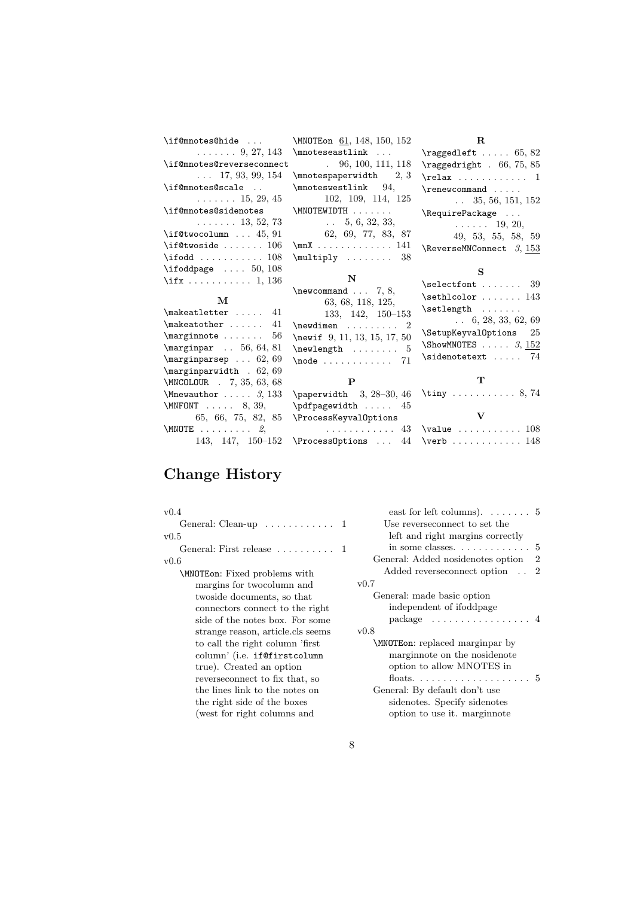\if@mnotes@hide . . . . . . . . . . 9, 27, 143
\if@mnotes@reverseconnect . . . 17, 93, 99, 154
\if@mnotes@scale . . . . . . . . . 15, 29, 45
\if@mnotes@sidenotes . . . . . . . 13, 52, 73
\if@twocolumn . . . 45, 91
\if@twoside . . . . . . . 106
\ifodd . . . . . . . . . . . 108
\ifoddpage . . . . 50, 108
\ifx . . . . . . . . . . . 1, 136

**M**

\makeatletter . . . . . 41
\makeatother . . . . . . 41
\marginnote . . . . . . . 56
\marginpar . . 56, 64, 81
\marginparsep . . . 62, 69
\marginparwidth . 62, 69
\MNCOLOUR . 7, 35, 63, 68
\Mnewauthor . . . . . *3*, 133
\MNFONT . . . . . 8, 39, 65, 66, 75, 82, 85
\MNOTE . . . . . . . . . *2*, 143, 147, 150–152
\MNOTEon 61, 148, 150, 152
\mnoteseastlink . . . . 96, 100, 111, 118
\mnotespaperwidth 2, 3
\mnoteswestlink 94, 102, 109, 114, 125
\MNOTEWIDTH . . . . . . . . 5, 6, 32, 33, 62, 69, 77, 83, 87
\mnX . . . . . . . . . . . . . 141
\multiply . . . . . . . . 38

**N**

\newcommand . . . 7, 8, 63, 68, 118, 125, 133, 142, 150–153
\newdimen . . . . . . . . . 2
\newif 9, 11, 13, 15, 17, 50
\newlength . . . . . . . . 5
\node . . . . . . . . . . . . 71

**P**

\paperwidth 3, 28–30, 46
\pdfpagewidth . . . . . 45
\ProcessKeyvalOptions . . . . . . . . . . . . 43
\ProcessOptions . . . 44

**R**

\raggedleft . . . . . 65, 82
\raggedright . 66, 75, 85
\relax . . . . . . . . . . . . 1
\renewcommand . . . . . . . 35, 56, 151, 152
\RequirePackage . . . . . . . . . 19, 20, 49, 53, 55, 58, 59
\ReverseMNConnect *3*, 153

**S**

\selectfont . . . . . . . 39
\sethlcolor . . . . . . . 143
\setlength . . . . . . . . . 6, 28, 33, 62, 69
\SetupKeyvalOptions 25
\ShowMNOTES . . . . . *3*, 152
\sidenotetext . . . . . 74

**T**

\tiny . . . . . . . . . . . 8, 74

**V**

\value . . . . . . . . . . . 108
\verb . . . . . . . . . . . . 148

# Change History

v0.4
  General: Clean-up . . . . . . . . . . . . 1

v0.5
  General: First release . . . . . . . . . . 1

v0.6
  \MNOTEon: Fixed problems with margins for twocolumn and twoside documents, so that connectors connect to the right side of the notes box. For some strange reason, article.cls seems to call the right column 'first column' (i.e. if@firstcolumn true). Created an option reverseconnect to fix that, so the lines link to the notes on the right side of the boxes (west for right columns and east for left columns). . . . . . . . 5
  Use reverseconnect to set the left and right margins correctly in some classes. . . . . . . . . . . . . 5
  General: Added nosidenotes option 2
  Added reverseconnect option . . 2

v0.7
  General: made basic option independent of ifoddpage package . . . . . . . . . . . . . . . . . 4

v0.8
  \MNOTEon: replaced marginpar by marginnote on the nosidenote option to allow MNOTES in floats. . . . . . . . . . . . . . . . . . . . 5
  General: By default don't use sidenotes. Specify sidenotes option to use it. marginnote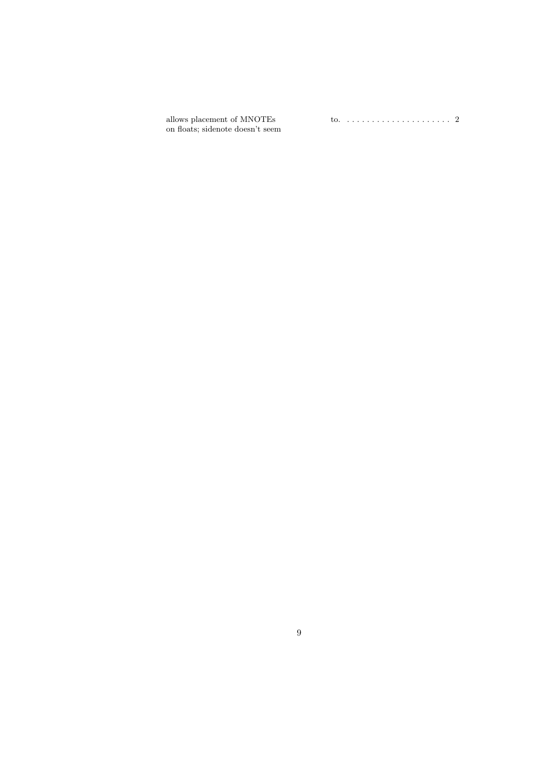allows placement of MNOTEs on floats; sidenote doesn't seem to. . . . . . . . . . . . . . . . . . . . . . 2